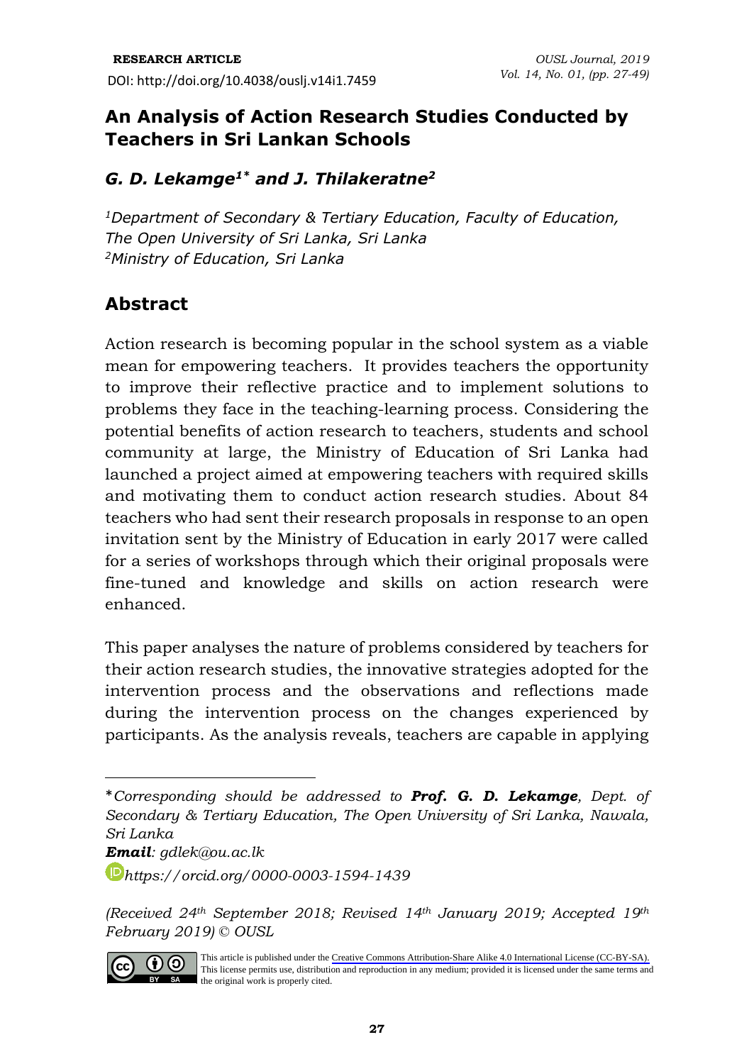**RESEARCH ARTICLE**

DOI: http://doi.org/10.4038/ouslj.v14i1.7459

# An Analysis of Action Research Studies Conducted by Teachers in Sri Lankan Schools

### *G. D. Lekamge[1*] and J. Thilakeratne[2]*

*[1]Department of Secondary & Tertiary Education, Faculty of Education, The Open University of Sri Lanka, Sri Lanka*
*[2]Ministry of Education, Sri Lanka*

## Abstract

Action research is becoming popular in the school system as a viable mean for empowering teachers. It provides teachers the opportunity to improve their reflective practice and to implement solutions to problems they face in the teaching-learning process. Considering the potential benefits of action research to teachers, students and school community at large, the Ministry of Education of Sri Lanka had launched a project aimed at empowering teachers with required skills and motivating them to conduct action research studies. About 84 teachers who had sent their research proposals in response to an open invitation sent by the Ministry of Education in early 2017 were called for a series of workshops through which their original proposals were fine-tuned and knowledge and skills on action research were enhanced.

This paper analyses the nature of problems considered by teachers for their action research studies, the innovative strategies adopted for the intervention process and the observations and reflections made during the intervention process on the changes experienced by participants. As the analysis reveals, teachers are capable in applying

---

*Corresponding should be addressed to **Prof. G. D. Lekamge**, Dept. of Secondary & Tertiary Education, The Open University of Sri Lanka, Nawala, Sri Lanka*

***Email**: gdlek@ou.ac.lk*

*https://orcid.org/0000-0003-1594-1439*

*(Received 24th September 2018; Revised 14th January 2019; Accepted 19th February 2019) © OUSL*

This article is published under the Creative Commons Attribution-Share Alike 4.0 International License (CC-BY-SA). This license permits use, distribution and reproduction in any medium; provided it is licensed under the same terms and the original work is properly cited.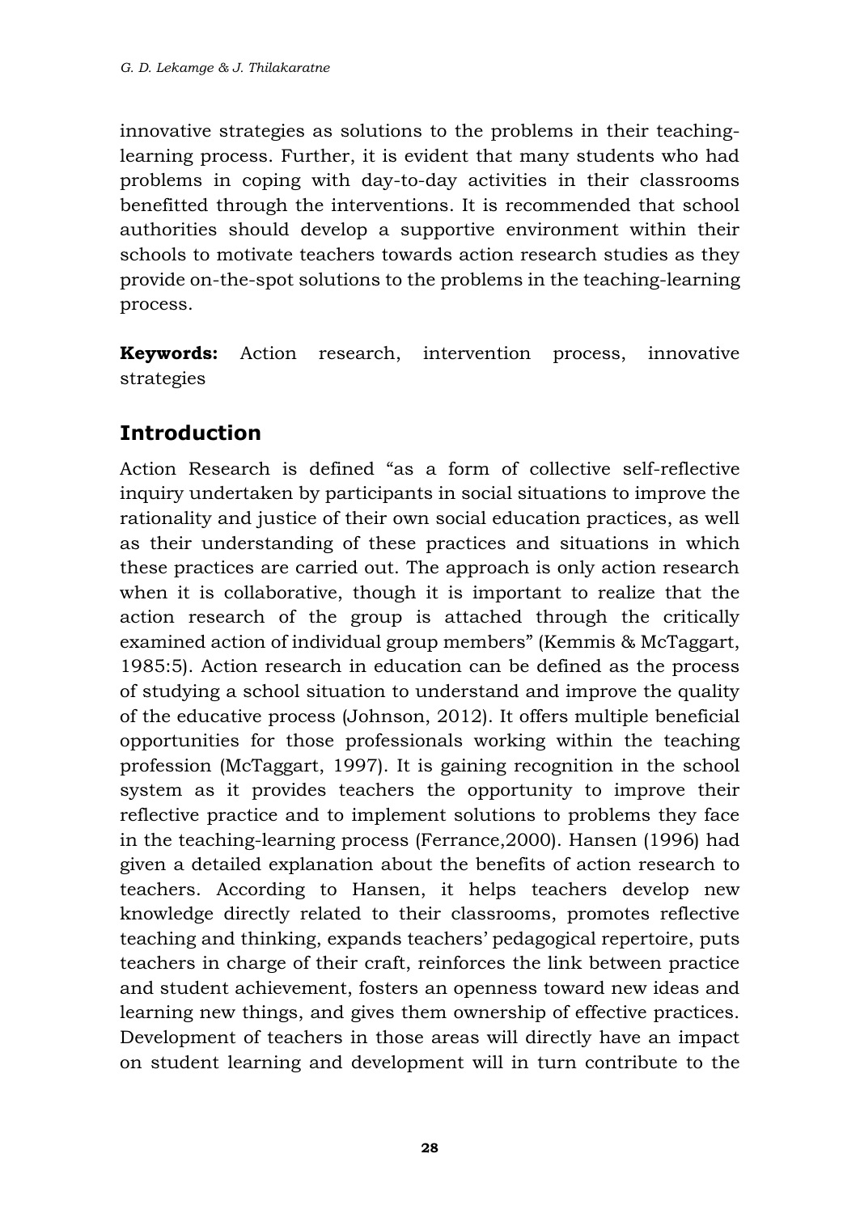innovative strategies as solutions to the problems in their teaching-learning process. Further, it is evident that many students who had problems in coping with day-to-day activities in their classrooms benefitted through the interventions. It is recommended that school authorities should develop a supportive environment within their schools to motivate teachers towards action research studies as they provide on-the-spot solutions to the problems in the teaching-learning process.

**Keywords:** Action research, intervention process, innovative strategies

## Introduction

Action Research is defined "as a form of collective self-reflective inquiry undertaken by participants in social situations to improve the rationality and justice of their own social education practices, as well as their understanding of these practices and situations in which these practices are carried out. The approach is only action research when it is collaborative, though it is important to realize that the action research of the group is attached through the critically examined action of individual group members" (Kemmis & McTaggart, 1985:5). Action research in education can be defined as the process of studying a school situation to understand and improve the quality of the educative process (Johnson, 2012). It offers multiple beneficial opportunities for those professionals working within the teaching profession (McTaggart, 1997). It is gaining recognition in the school system as it provides teachers the opportunity to improve their reflective practice and to implement solutions to problems they face in the teaching-learning process (Ferrance,2000). Hansen (1996) had given a detailed explanation about the benefits of action research to teachers. According to Hansen, it helps teachers develop new knowledge directly related to their classrooms, promotes reflective teaching and thinking, expands teachers' pedagogical repertoire, puts teachers in charge of their craft, reinforces the link between practice and student achievement, fosters an openness toward new ideas and learning new things, and gives them ownership of effective practices. Development of teachers in those areas will directly have an impact on student learning and development will in turn contribute to the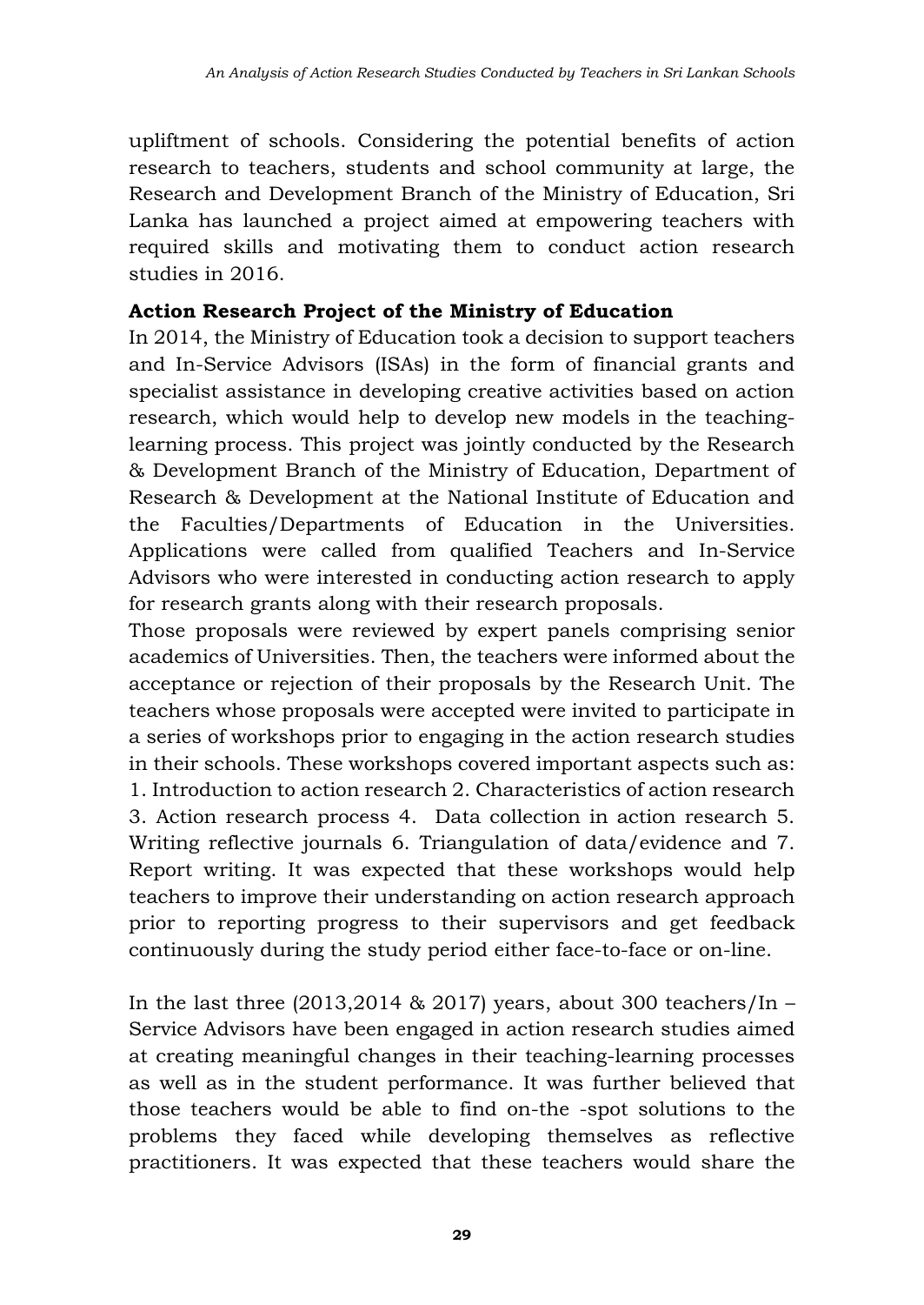upliftment of schools. Considering the potential benefits of action research to teachers, students and school community at large, the Research and Development Branch of the Ministry of Education, Sri Lanka has launched a project aimed at empowering teachers with required skills and motivating them to conduct action research studies in 2016.

**Action Research Project of the Ministry of Education**

In 2014, the Ministry of Education took a decision to support teachers and In-Service Advisors (ISAs) in the form of financial grants and specialist assistance in developing creative activities based on action research, which would help to develop new models in the teaching-learning process. This project was jointly conducted by the Research & Development Branch of the Ministry of Education, Department of Research & Development at the National Institute of Education and the Faculties/Departments of Education in the Universities. Applications were called from qualified Teachers and In-Service Advisors who were interested in conducting action research to apply for research grants along with their research proposals.

Those proposals were reviewed by expert panels comprising senior academics of Universities. Then, the teachers were informed about the acceptance or rejection of their proposals by the Research Unit. The teachers whose proposals were accepted were invited to participate in a series of workshops prior to engaging in the action research studies in their schools. These workshops covered important aspects such as: 1. Introduction to action research 2. Characteristics of action research 3. Action research process 4. Data collection in action research 5. Writing reflective journals 6. Triangulation of data/evidence and 7. Report writing. It was expected that these workshops would help teachers to improve their understanding on action research approach prior to reporting progress to their supervisors and get feedback continuously during the study period either face-to-face or on-line.

In the last three (2013,2014 & 2017) years, about 300 teachers/In – Service Advisors have been engaged in action research studies aimed at creating meaningful changes in their teaching-learning processes as well as in the student performance. It was further believed that those teachers would be able to find on-the -spot solutions to the problems they faced while developing themselves as reflective practitioners. It was expected that these teachers would share the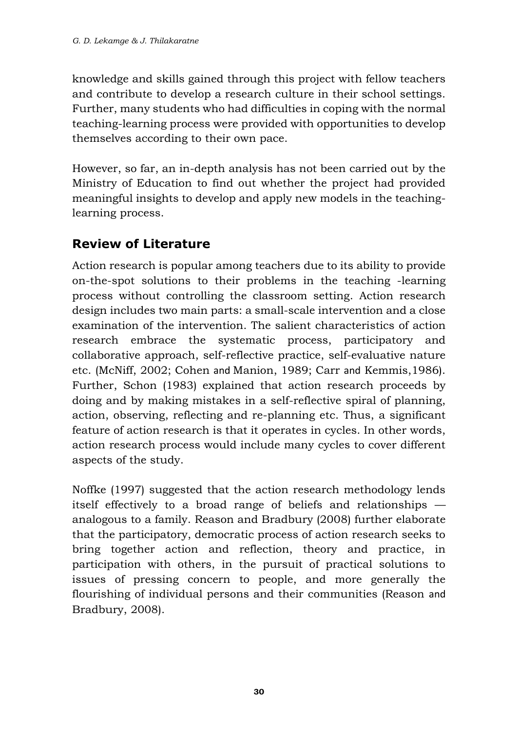knowledge and skills gained through this project with fellow teachers and contribute to develop a research culture in their school settings. Further, many students who had difficulties in coping with the normal teaching-learning process were provided with opportunities to develop themselves according to their own pace.

However, so far, an in-depth analysis has not been carried out by the Ministry of Education to find out whether the project had provided meaningful insights to develop and apply new models in the teaching-learning process.

## Review of Literature

Action research is popular among teachers due to its ability to provide on-the-spot solutions to their problems in the teaching -learning process without controlling the classroom setting. Action research design includes two main parts: a small-scale intervention and a close examination of the intervention. The salient characteristics of action research embrace the systematic process, participatory and collaborative approach, self-reflective practice, self-evaluative nature etc. (McNiff, 2002; Cohen and Manion, 1989; Carr and Kemmis,1986). Further, Schon (1983) explained that action research proceeds by doing and by making mistakes in a self-reflective spiral of planning, action, observing, reflecting and re-planning etc. Thus, a significant feature of action research is that it operates in cycles. In other words, action research process would include many cycles to cover different aspects of the study.

Noffke (1997) suggested that the action research methodology lends itself effectively to a broad range of beliefs and relationships — analogous to a family. Reason and Bradbury (2008) further elaborate that the participatory, democratic process of action research seeks to bring together action and reflection, theory and practice, in participation with others, in the pursuit of practical solutions to issues of pressing concern to people, and more generally the flourishing of individual persons and their communities (Reason and Bradbury, 2008).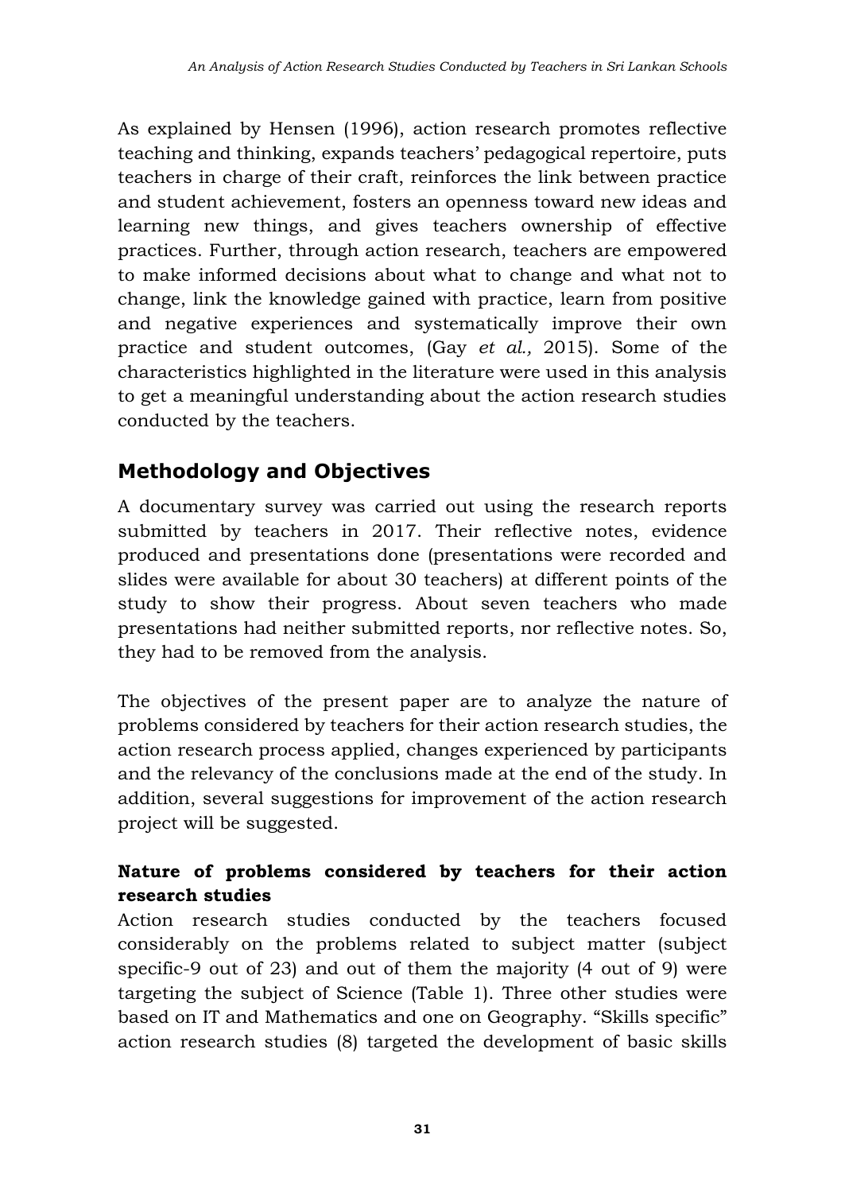As explained by Hensen (1996), action research promotes reflective teaching and thinking, expands teachers' pedagogical repertoire, puts teachers in charge of their craft, reinforces the link between practice and student achievement, fosters an openness toward new ideas and learning new things, and gives teachers ownership of effective practices. Further, through action research, teachers are empowered to make informed decisions about what to change and what not to change, link the knowledge gained with practice, learn from positive and negative experiences and systematically improve their own practice and student outcomes, (Gay *et al.,* 2015). Some of the characteristics highlighted in the literature were used in this analysis to get a meaningful understanding about the action research studies conducted by the teachers.

## Methodology and Objectives

A documentary survey was carried out using the research reports submitted by teachers in 2017. Their reflective notes, evidence produced and presentations done (presentations were recorded and slides were available for about 30 teachers) at different points of the study to show their progress. About seven teachers who made presentations had neither submitted reports, nor reflective notes. So, they had to be removed from the analysis.

The objectives of the present paper are to analyze the nature of problems considered by teachers for their action research studies, the action research process applied, changes experienced by participants and the relevancy of the conclusions made at the end of the study. In addition, several suggestions for improvement of the action research project will be suggested.

### Nature of problems considered by teachers for their action research studies

Action research studies conducted by the teachers focused considerably on the problems related to subject matter (subject specific-9 out of 23) and out of them the majority (4 out of 9) were targeting the subject of Science (Table 1). Three other studies were based on IT and Mathematics and one on Geography. "Skills specific" action research studies (8) targeted the development of basic skills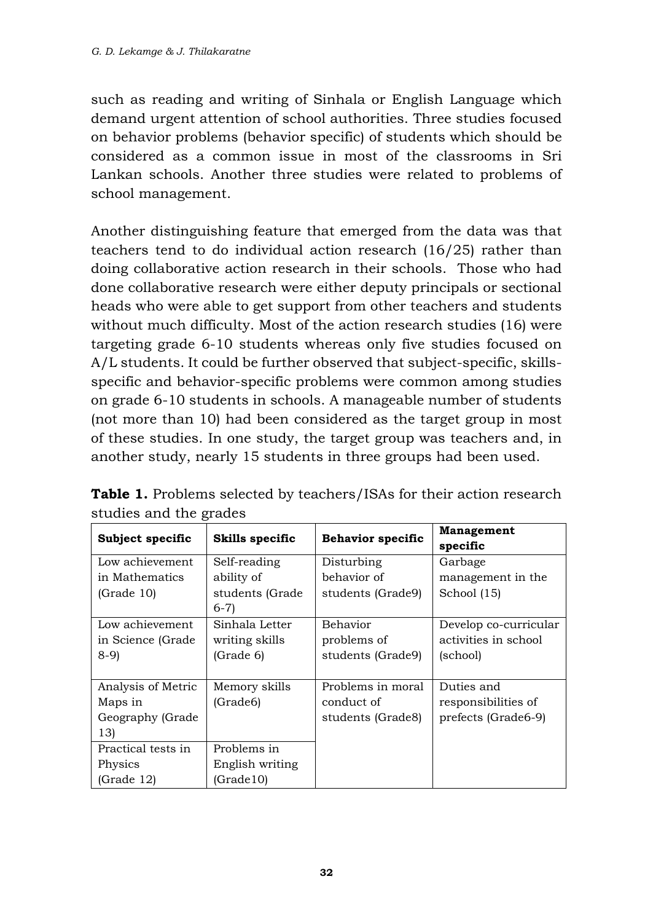such as reading and writing of Sinhala or English Language which demand urgent attention of school authorities. Three studies focused on behavior problems (behavior specific) of students which should be considered as a common issue in most of the classrooms in Sri Lankan schools. Another three studies were related to problems of school management.

Another distinguishing feature that emerged from the data was that teachers tend to do individual action research (16/25) rather than doing collaborative action research in their schools. Those who had done collaborative research were either deputy principals or sectional heads who were able to get support from other teachers and students without much difficulty. Most of the action research studies (16) were targeting grade 6-10 students whereas only five studies focused on A/L students. It could be further observed that subject-specific, skills-specific and behavior-specific problems were common among studies on grade 6-10 students in schools. A manageable number of students (not more than 10) had been considered as the target group in most of these studies. In one study, the target group was teachers and, in another study, nearly 15 students in three groups had been used.

**Table 1.** Problems selected by teachers/ISAs for their action research studies and the grades

| Subject specific | Skills specific | Behavior specific | Management specific |
|---|---|---|---|
| Low achievement in Mathematics (Grade 10) | Self-reading ability of students (Grade 6-7) | Disturbing behavior of students (Grade9) | Garbage management in the School (15) |
| Low achievement in Science (Grade 8-9) | Sinhala Letter writing skills (Grade 6) | Behavior problems of students (Grade9) | Develop co-curricular activities in school (school) |
| Analysis of Metric Maps in Geography (Grade 13) | Memory skills (Grade6) | Problems in moral conduct of students (Grade8) | Duties and responsibilities of prefects (Grade6-9) |
| Practical tests in Physics (Grade 12) | Problems in English writing (Grade10) | | |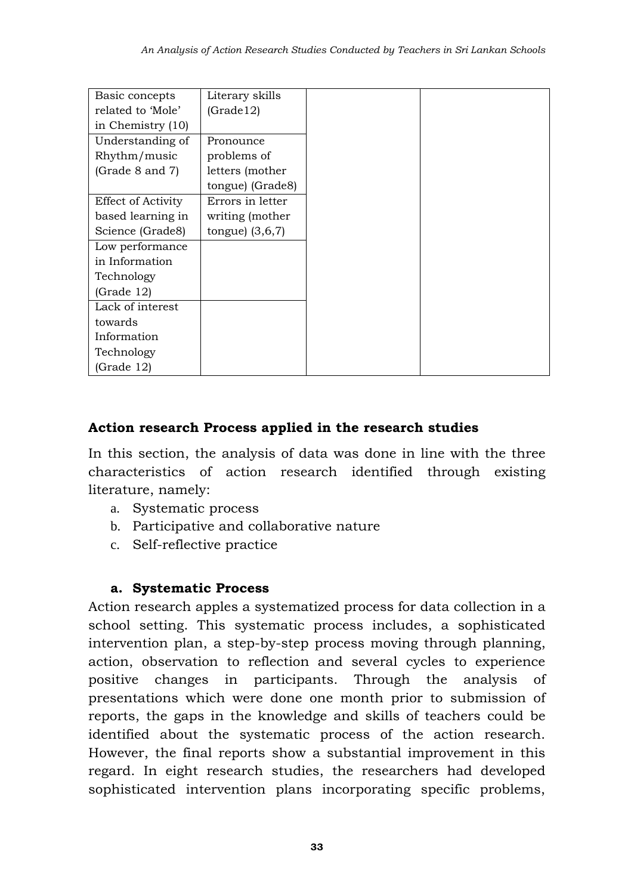| | | | |
|---|---|---|---|
| Basic concepts related to 'Mole' in Chemistry (10) | Literary skills (Grade12) | | |
| Understanding of Rhythm/music (Grade 8 and 7) | Pronounce problems of letters (mother tongue) (Grade8) | | |
| Effect of Activity based learning in Science (Grade8) | Errors in letter writing (mother tongue) (3,6,7) | | |
| Low performance in Information Technology (Grade 12) | | | |
| Lack of interest towards Information Technology (Grade 12) | | | |

## Action research Process applied in the research studies

In this section, the analysis of data was done in line with the three characteristics of action research identified through existing literature, namely:

a. Systematic process
b. Participative and collaborative nature
c. Self-reflective practice

### a. Systematic Process

Action research apples a systematized process for data collection in a school setting. This systematic process includes, a sophisticated intervention plan, a step-by-step process moving through planning, action, observation to reflection and several cycles to experience positive changes in participants. Through the analysis of presentations which were done one month prior to submission of reports, the gaps in the knowledge and skills of teachers could be identified about the systematic process of the action research. However, the final reports show a substantial improvement in this regard. In eight research studies, the researchers had developed sophisticated intervention plans incorporating specific problems,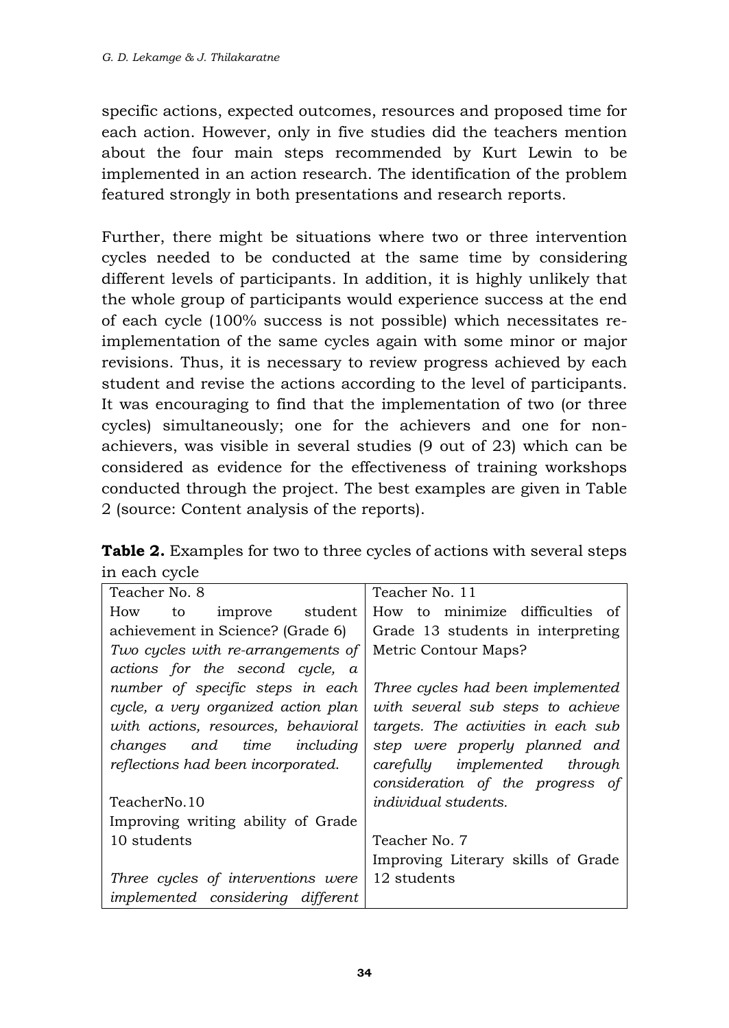specific actions, expected outcomes, resources and proposed time for each action. However, only in five studies did the teachers mention about the four main steps recommended by Kurt Lewin to be implemented in an action research. The identification of the problem featured strongly in both presentations and research reports.

Further, there might be situations where two or three intervention cycles needed to be conducted at the same time by considering different levels of participants. In addition, it is highly unlikely that the whole group of participants would experience success at the end of each cycle (100% success is not possible) which necessitates re-implementation of the same cycles again with some minor or major revisions. Thus, it is necessary to review progress achieved by each student and revise the actions according to the level of participants. It was encouraging to find that the implementation of two (or three cycles) simultaneously; one for the achievers and one for non-achievers, was visible in several studies (9 out of 23) which can be considered as evidence for the effectiveness of training workshops conducted through the project. The best examples are given in Table 2 (source: Content analysis of the reports).

**Table 2.** Examples for two to three cycles of actions with several steps in each cycle

| | |
|---|---|
| Teacher No. 8<br>How to improve student achievement in Science? (Grade 6)<br>*Two cycles with re-arrangements of actions for the second cycle, a number of specific steps in each cycle, a very organized action plan with actions, resources, behavioral changes and time including reflections had been incorporated.*<br><br>TeacherNo.10<br>Improving writing ability of Grade 10 students<br><br>*Three cycles of interventions were implemented considering different* | Teacher No. 11<br>How to minimize difficulties of Grade 13 students in interpreting Metric Contour Maps?<br><br>*Three cycles had been implemented with several sub steps to achieve targets. The activities in each sub step were properly planned and carefully implemented through consideration of the progress of individual students.*<br><br>Teacher No. 7<br>Improving Literary skills of Grade 12 students |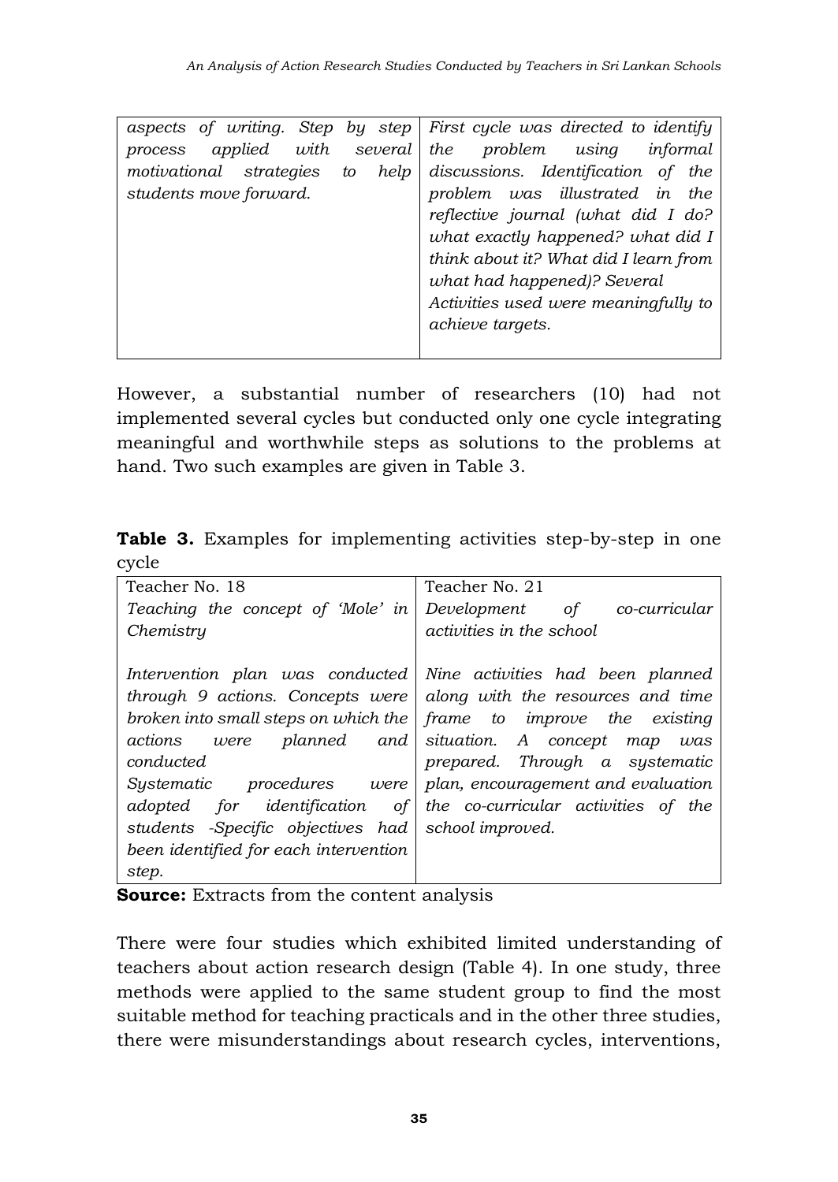| | |
|---|---|
| *aspects of writing. Step by step process applied with several motivational strategies to help students move forward.* | *First cycle was directed to identify the problem using informal discussions. Identification of the problem was illustrated in the reflective journal (what did I do? what exactly happened? what did I think about it? What did I learn from what had happened)? Several Activities used were meaningfully to achieve targets.* |

However, a substantial number of researchers (10) had not implemented several cycles but conducted only one cycle integrating meaningful and worthwhile steps as solutions to the problems at hand. Two such examples are given in Table 3.

**Table 3.** Examples for implementing activities step-by-step in one cycle

| Teacher No. 18 | Teacher No. 21 |
|---|---|
| *Teaching the concept of 'Mole' in Chemistry*<br><br>*Intervention plan was conducted through 9 actions. Concepts were broken into small steps on which the actions were planned and conducted*<br>*Systematic procedures were adopted for identification of students -Specific objectives had been identified for each intervention step.* | *Development of co-curricular activities in the school*<br><br>*Nine activities had been planned along with the resources and time frame to improve the existing situation. A concept map was prepared. Through a systematic plan, encouragement and evaluation the co-curricular activities of the school improved.* |

**Source:** Extracts from the content analysis

There were four studies which exhibited limited understanding of teachers about action research design (Table 4). In one study, three methods were applied to the same student group to find the most suitable method for teaching practicals and in the other three studies, there were misunderstandings about research cycles, interventions,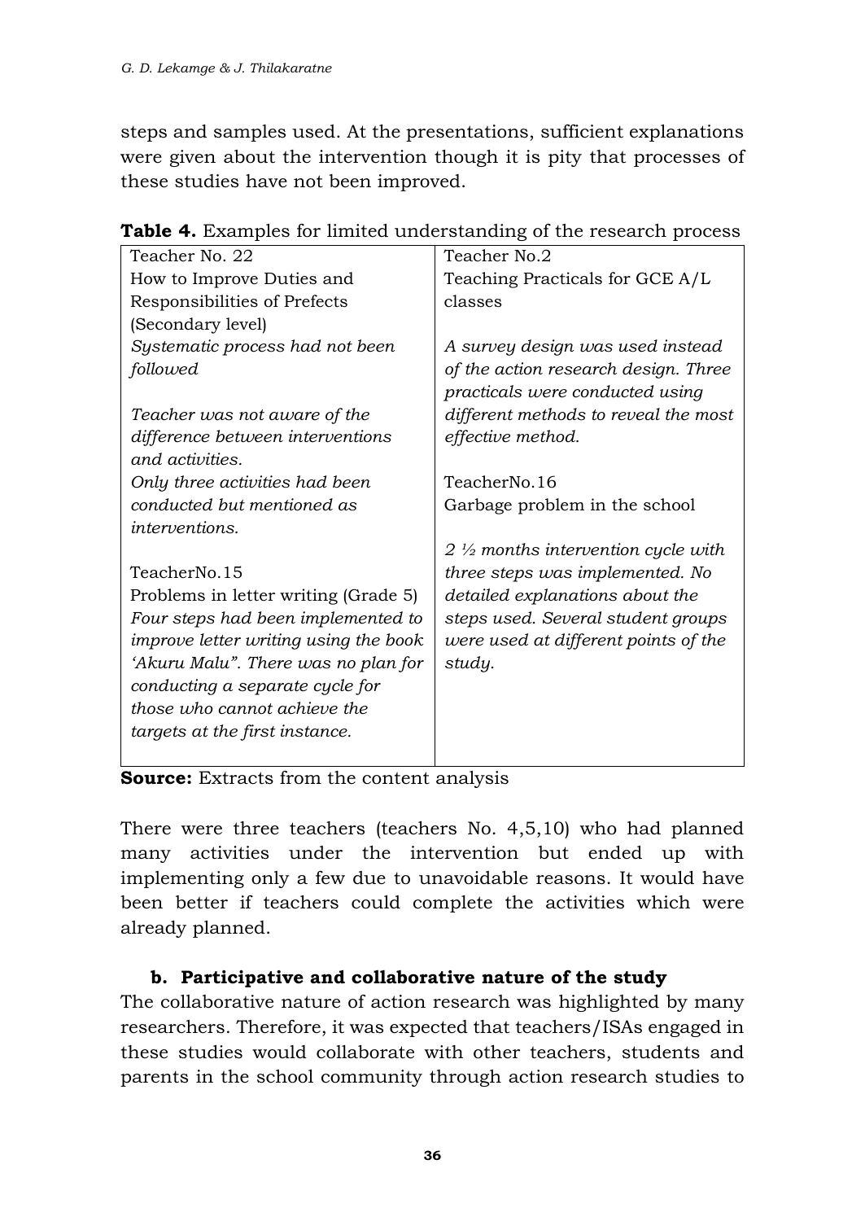steps and samples used. At the presentations, sufficient explanations were given about the intervention though it is pity that processes of these studies have not been improved.

**Table 4.** Examples for limited understanding of the research process

| | |
|---|---|
| Teacher No. 22<br>How to Improve Duties and Responsibilities of Prefects (Secondary level)<br>*Systematic process had not been followed*<br><br>*Teacher was not aware of the difference between interventions and activities.*<br>*Only three activities had been conducted but mentioned as interventions.*<br><br>TeacherNo.15<br>Problems in letter writing (Grade 5)<br>*Four steps had been implemented to improve letter writing using the book 'Akuru Malu". There was no plan for conducting a separate cycle for those who cannot achieve the targets at the first instance.* | Teacher No.2<br>Teaching Practicals for GCE A/L classes<br><br>*A survey design was used instead of the action research design. Three practicals were conducted using different methods to reveal the most effective method.*<br><br>TeacherNo.16<br>Garbage problem in the school<br><br>*2 ½ months intervention cycle with three steps was implemented. No detailed explanations about the steps used. Several student groups were used at different points of the study.* |

**Source:** Extracts from the content analysis

There were three teachers (teachers No. 4,5,10) who had planned many activities under the intervention but ended up with implementing only a few due to unavoidable reasons. It would have been better if teachers could complete the activities which were already planned.

**b. Participative and collaborative nature of the study**

The collaborative nature of action research was highlighted by many researchers. Therefore, it was expected that teachers/ISAs engaged in these studies would collaborate with other teachers, students and parents in the school community through action research studies to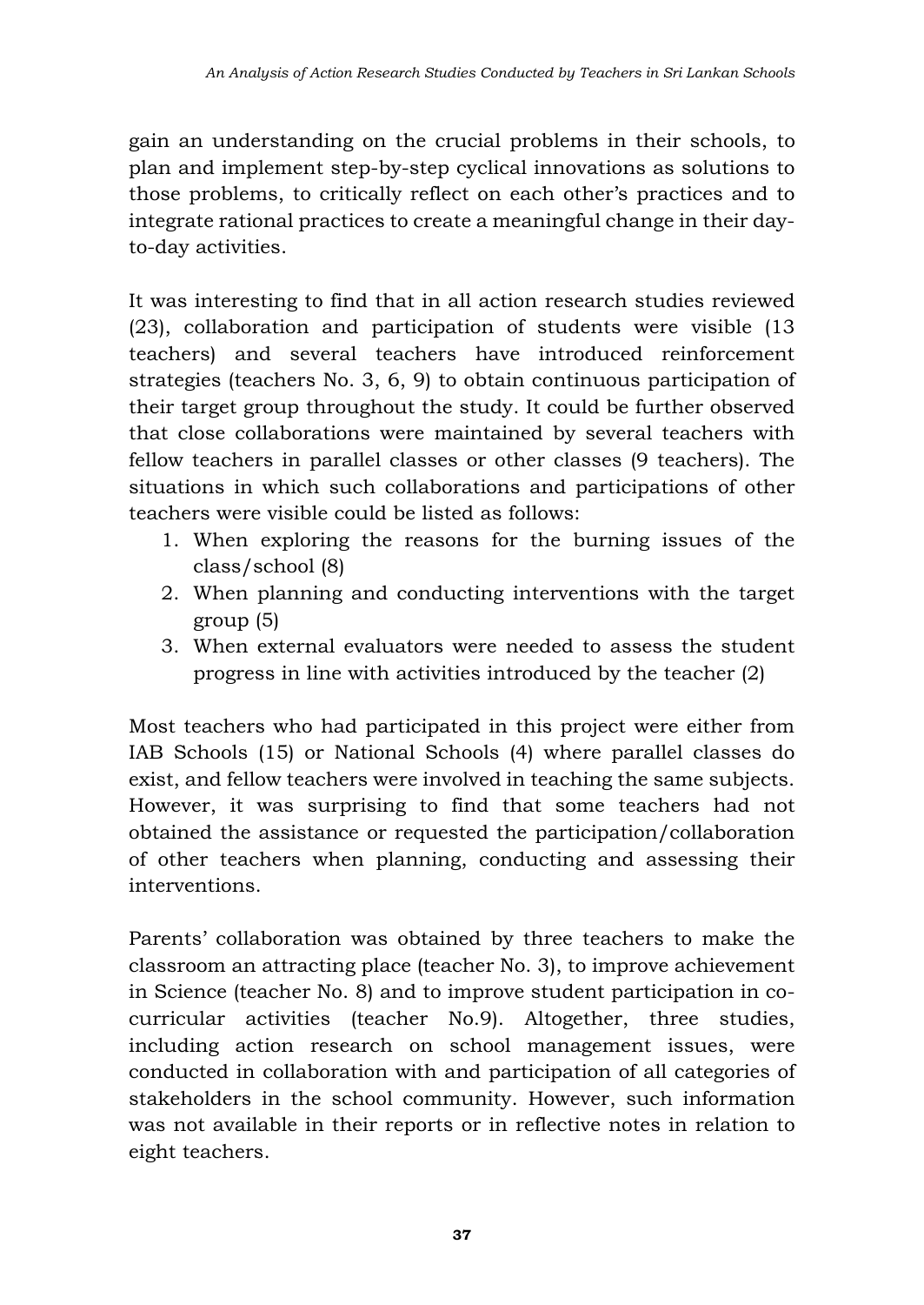gain an understanding on the crucial problems in their schools, to plan and implement step-by-step cyclical innovations as solutions to those problems, to critically reflect on each other's practices and to integrate rational practices to create a meaningful change in their day-to-day activities.

It was interesting to find that in all action research studies reviewed (23), collaboration and participation of students were visible (13 teachers) and several teachers have introduced reinforcement strategies (teachers No. 3, 6, 9) to obtain continuous participation of their target group throughout the study. It could be further observed that close collaborations were maintained by several teachers with fellow teachers in parallel classes or other classes (9 teachers). The situations in which such collaborations and participations of other teachers were visible could be listed as follows:

1. When exploring the reasons for the burning issues of the class/school (8)
2. When planning and conducting interventions with the target group (5)
3. When external evaluators were needed to assess the student progress in line with activities introduced by the teacher (2)

Most teachers who had participated in this project were either from IAB Schools (15) or National Schools (4) where parallel classes do exist, and fellow teachers were involved in teaching the same subjects. However, it was surprising to find that some teachers had not obtained the assistance or requested the participation/collaboration of other teachers when planning, conducting and assessing their interventions.

Parents' collaboration was obtained by three teachers to make the classroom an attracting place (teacher No. 3), to improve achievement in Science (teacher No. 8) and to improve student participation in co-curricular activities (teacher No.9). Altogether, three studies, including action research on school management issues, were conducted in collaboration with and participation of all categories of stakeholders in the school community. However, such information was not available in their reports or in reflective notes in relation to eight teachers.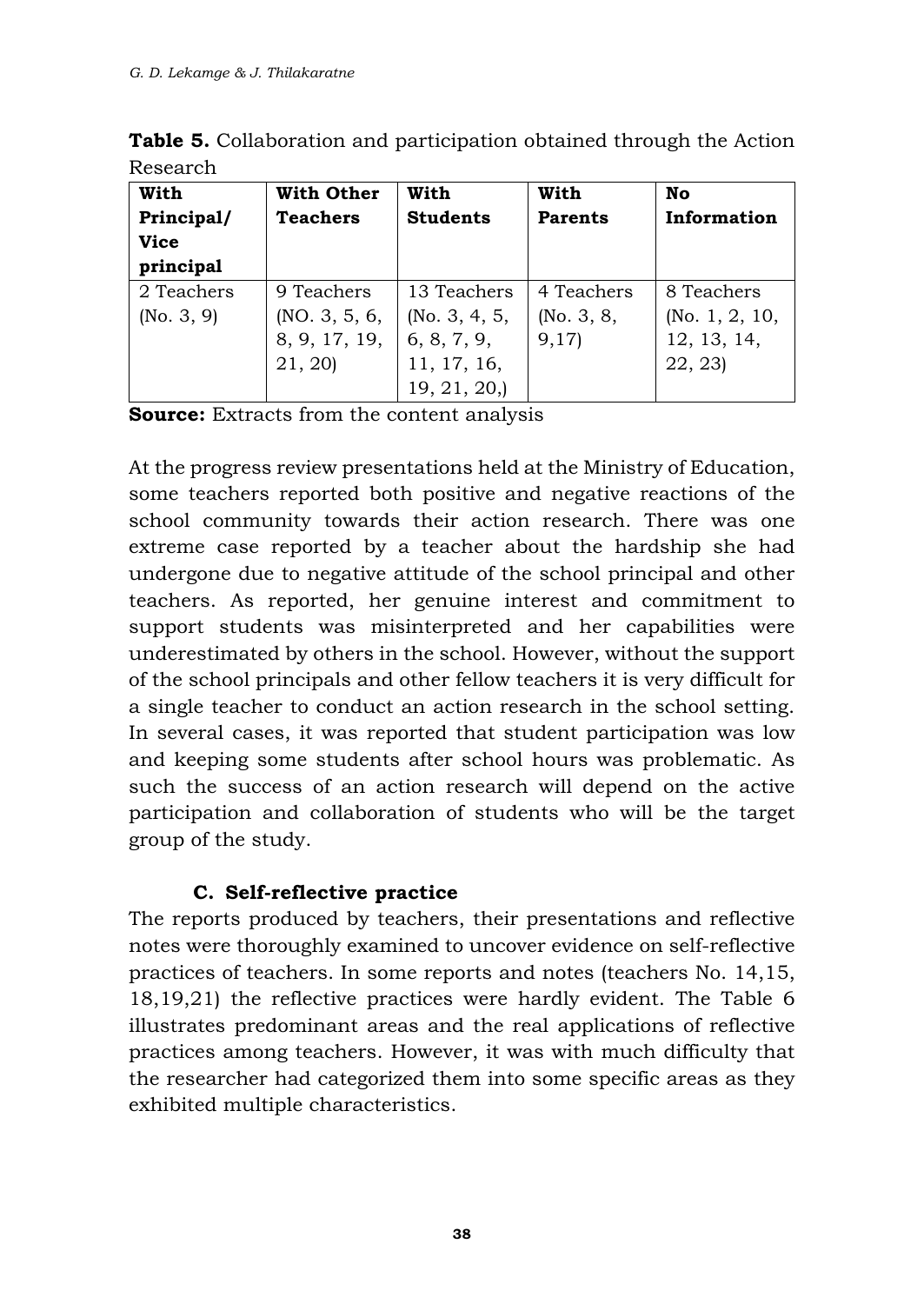**Table 5.** Collaboration and participation obtained through the Action Research

| With Principal/ Vice principal | With Other Teachers | With Students | With Parents | No Information |
|---|---|---|---|---|
| 2 Teachers (No. 3, 9) | 9 Teachers (NO. 3, 5, 6, 8, 9, 17, 19, 21, 20) | 13 Teachers (No. 3, 4, 5, 6, 8, 7, 9, 11, 17, 16, 19, 21, 20,) | 4 Teachers (No. 3, 8, 9,17) | 8 Teachers (No. 1, 2, 10, 12, 13, 14, 22, 23) |

**Source:** Extracts from the content analysis

At the progress review presentations held at the Ministry of Education, some teachers reported both positive and negative reactions of the school community towards their action research. There was one extreme case reported by a teacher about the hardship she had undergone due to negative attitude of the school principal and other teachers. As reported, her genuine interest and commitment to support students was misinterpreted and her capabilities were underestimated by others in the school. However, without the support of the school principals and other fellow teachers it is very difficult for a single teacher to conduct an action research in the school setting. In several cases, it was reported that student participation was low and keeping some students after school hours was problematic. As such the success of an action research will depend on the active participation and collaboration of students who will be the target group of the study.

### C. Self-reflective practice

The reports produced by teachers, their presentations and reflective notes were thoroughly examined to uncover evidence on self-reflective practices of teachers. In some reports and notes (teachers No. 14,15, 18,19,21) the reflective practices were hardly evident. The Table 6 illustrates predominant areas and the real applications of reflective practices among teachers. However, it was with much difficulty that the researcher had categorized them into some specific areas as they exhibited multiple characteristics.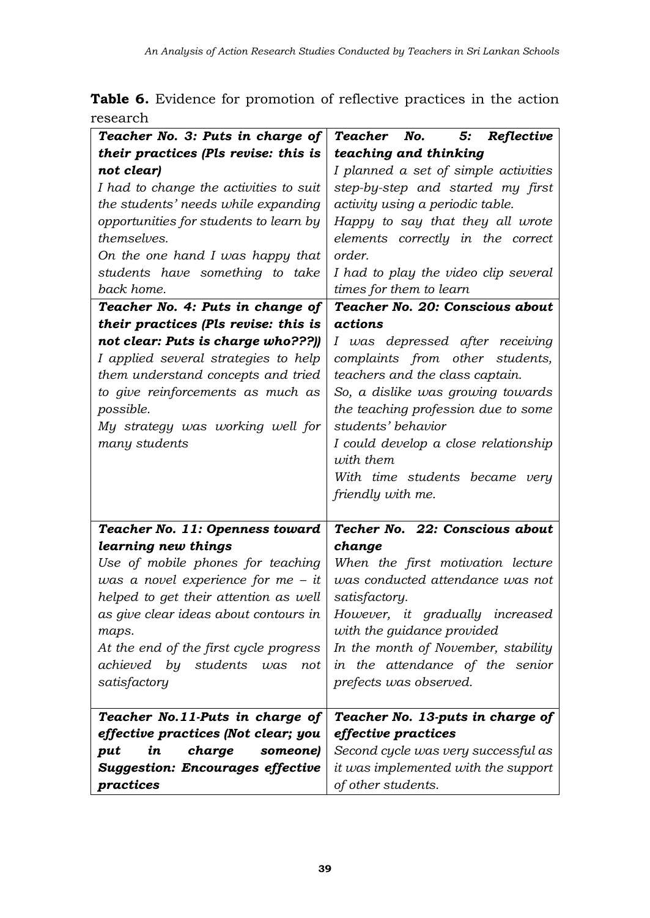**Table 6.** Evidence for promotion of reflective practices in the action research

| | |
|---|---|
| ***Teacher No. 3: Puts in charge of their practices (Pls revise: this is not clear)*** *I had to change the activities to suit the students' needs while expanding opportunities for students to learn by themselves.* *On the one hand I was happy that students have something to take back home.* | ***Teacher No. 5: Reflective teaching and thinking*** *I planned a set of simple activities step-by-step and started my first activity using a periodic table.* *Happy to say that they all wrote elements correctly in the correct order.* *I had to play the video clip several times for them to learn* |
| ***Teacher No. 4: Puts in change of their practices (Pls revise: this is not clear: Puts is charge who???))*** *I applied several strategies to help them understand concepts and tried to give reinforcements as much as possible.* *My strategy was working well for many students* | ***Teacher No. 20: Conscious about actions*** *I was depressed after receiving complaints from other students, teachers and the class captain.* *So, a dislike was growing towards the teaching profession due to some students' behavior* *I could develop a close relationship with them* *With time students became very friendly with me.* |
| ***Teacher No. 11: Openness toward learning new things*** *Use of mobile phones for teaching was a novel experience for me – it helped to get their attention as well as give clear ideas about contours in maps.* *At the end of the first cycle progress achieved by students was not satisfactory* | ***Techer No. 22: Conscious about change*** *When the first motivation lecture was conducted attendance was not satisfactory.* *However, it gradually increased with the guidance provided* *In the month of November, stability in the attendance of the senior prefects was observed.* |
| ***Teacher No.11-Puts in charge of effective practices (Not clear; you put in charge someone) Suggestion: Encourages effective practices*** | ***Teacher No. 13-puts in charge of effective practices*** *Second cycle was very successful as it was implemented with the support of other students.* |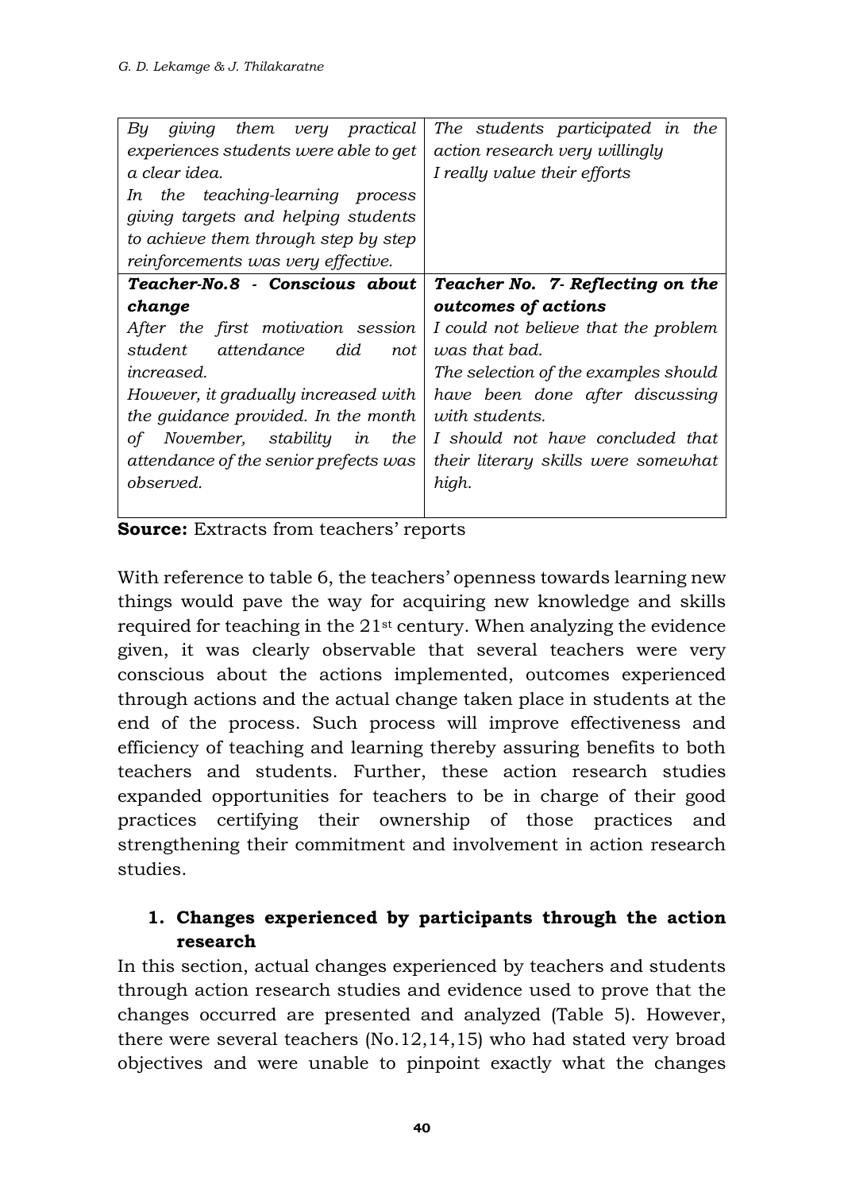| | |
|---|---|
| *By giving them very practical experiences students were able to get a clear idea.*<br>*In the teaching-learning process giving targets and helping students to achieve them through step by step reinforcements was very effective.* | *The students participated in the action research very willingly*<br>*I really value their efforts* |
| ***Teacher-No.8 - Conscious about change***<br>*After the first motivation session student attendance did not increased.*<br>*However, it gradually increased with the guidance provided. In the month of November, stability in the attendance of the senior prefects was observed.* | ***Teacher No. 7- Reflecting on the outcomes of actions***<br>*I could not believe that the problem was that bad.*<br>*The selection of the examples should have been done after discussing with students.*<br>*I should not have concluded that their literary skills were somewhat high.* |

**Source:** Extracts from teachers' reports

With reference to table 6, the teachers' openness towards learning new things would pave the way for acquiring new knowledge and skills required for teaching in the 21st century. When analyzing the evidence given, it was clearly observable that several teachers were very conscious about the actions implemented, outcomes experienced through actions and the actual change taken place in students at the end of the process. Such process will improve effectiveness and efficiency of teaching and learning thereby assuring benefits to both teachers and students. Further, these action research studies expanded opportunities for teachers to be in charge of their good practices certifying their ownership of those practices and strengthening their commitment and involvement in action research studies.

## 1. Changes experienced by participants through the action research

In this section, actual changes experienced by teachers and students through action research studies and evidence used to prove that the changes occurred are presented and analyzed (Table 5). However, there were several teachers (No.12,14,15) who had stated very broad objectives and were unable to pinpoint exactly what the changes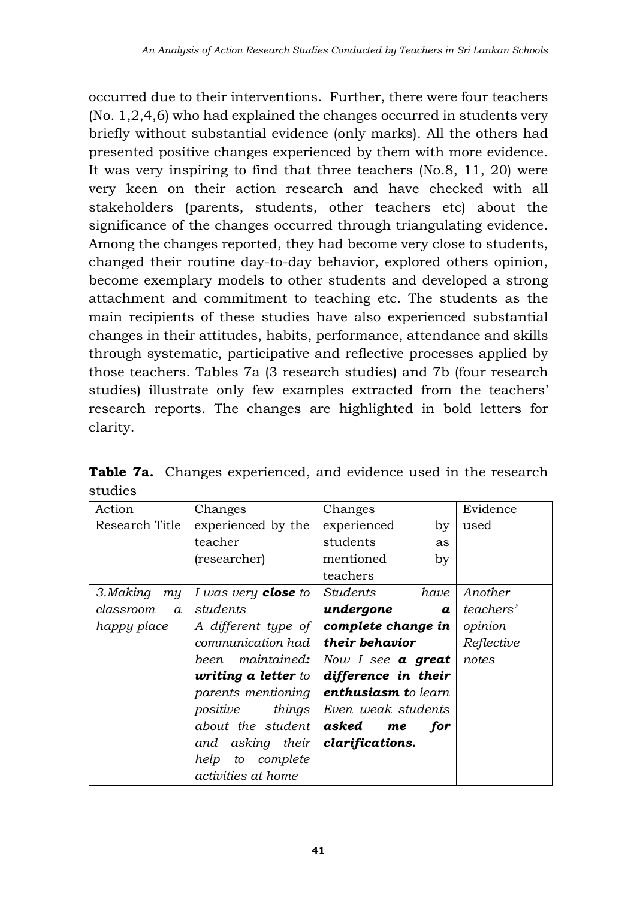occurred due to their interventions. Further, there were four teachers (No. 1,2,4,6) who had explained the changes occurred in students very briefly without substantial evidence (only marks). All the others had presented positive changes experienced by them with more evidence. It was very inspiring to find that three teachers (No.8, 11, 20) were very keen on their action research and have checked with all stakeholders (parents, students, other teachers etc) about the significance of the changes occurred through triangulating evidence. Among the changes reported, they had become very close to students, changed their routine day-to-day behavior, explored others opinion, become exemplary models to other students and developed a strong attachment and commitment to teaching etc. The students as the main recipients of these studies have also experienced substantial changes in their attitudes, habits, performance, attendance and skills through systematic, participative and reflective processes applied by those teachers. Tables 7a (3 research studies) and 7b (four research studies) illustrate only few examples extracted from the teachers' research reports. The changes are highlighted in bold letters for clarity.

**Table 7a.** Changes experienced, and evidence used in the research studies

| Action Research Title | Changes experienced by the teacher (researcher) | Changes experienced by students as mentioned by teachers | Evidence used |
|---|---|---|---|
| *3.Making my classroom a happy place* | *I was very **close** to students* *A different type of communication had been maintained**:** **writing a letter** to parents mentioning positive things about the student and asking their help to complete activities at home* | *Students have **undergone a complete change in their behavior*** *Now I see **a great difference in their enthusiasm t**o learn* *Even weak students **asked me for clarifications.*** | *Another teachers' opinion* *Reflective notes* |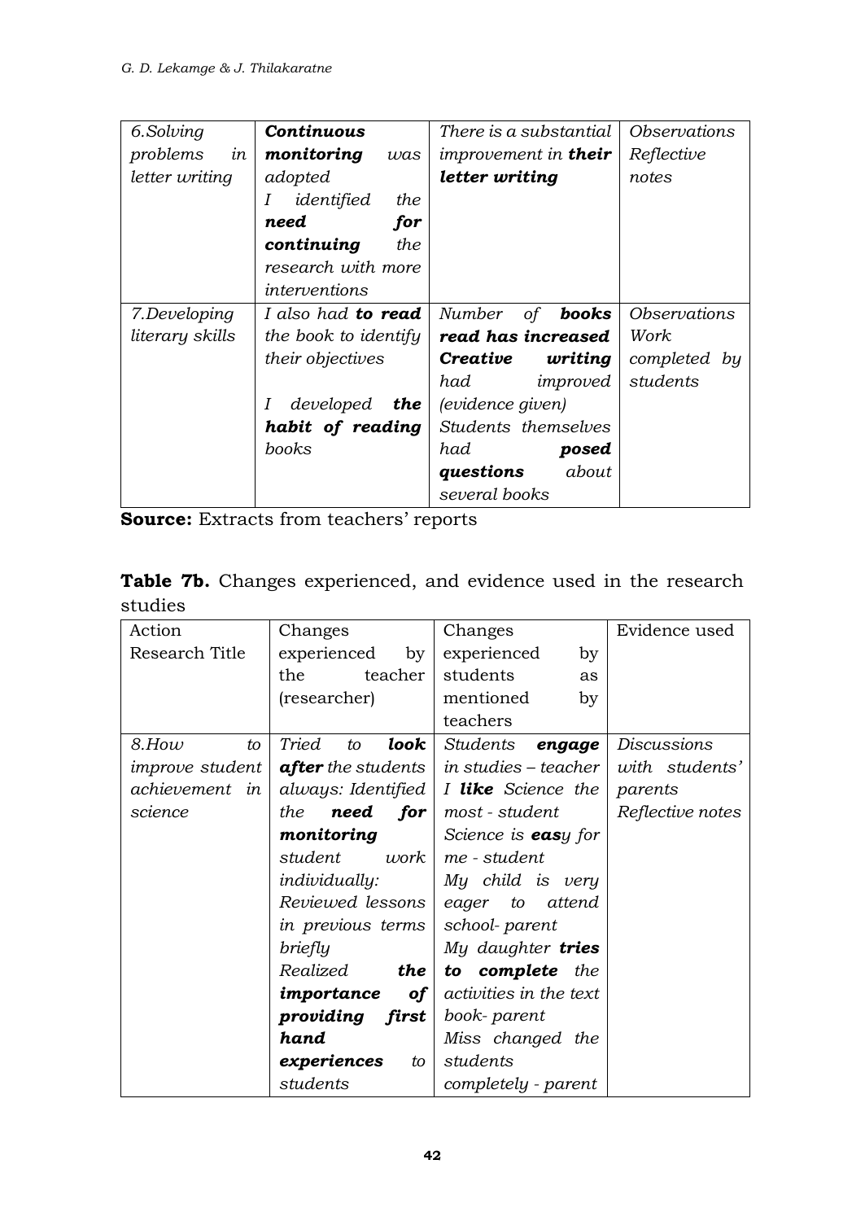| | | | |
|---|---|---|---|
| *6.Solving problems in letter writing* | ***Continuous monitoring*** *was adopted*<br>*I identified the* ***need for continuing*** *the research with more interventions* | *There is a substantial improvement in* ***their letter writing*** | *Observations*<br>*Reflective notes* |
| *7.Developing literary skills* | *I also had* ***to read*** *the book to identify their objectives*<br><br>*I developed* ***the habit of reading*** *books* | *Number of* ***books read has increased***<br>***Creative writing*** *had improved (evidence given)*<br>*Students themselves had* ***posed questions*** *about several books* | *Observations*<br>*Work completed by students* |

**Source:** Extracts from teachers' reports

**Table 7b.** Changes experienced, and evidence used in the research studies

| Action Research Title | Changes experienced by the teacher (researcher) | Changes experienced by students as mentioned by teachers | Evidence used |
|---|---|---|---|
| *8.How to improve student achievement in science* | *Tried to* ***look after*** *the students always: Identified the* ***need for monitoring*** *student work individually:*<br>*Reviewed lessons in previous terms briefly*<br>*Realized* ***the importance of providing first hand experiences*** *to students* | *Students* ***engage*** *in studies – teacher*<br>*I* ***like*** *Science the most - student*<br>*Science is* ***eas****y for me - student*<br>*My child is very eager to attend school- parent*<br>*My daughter* ***tries to complete*** *the activities in the text book- parent*<br>*Miss changed the students completely - parent* | *Discussions with students' parents*<br>*Reflective notes* |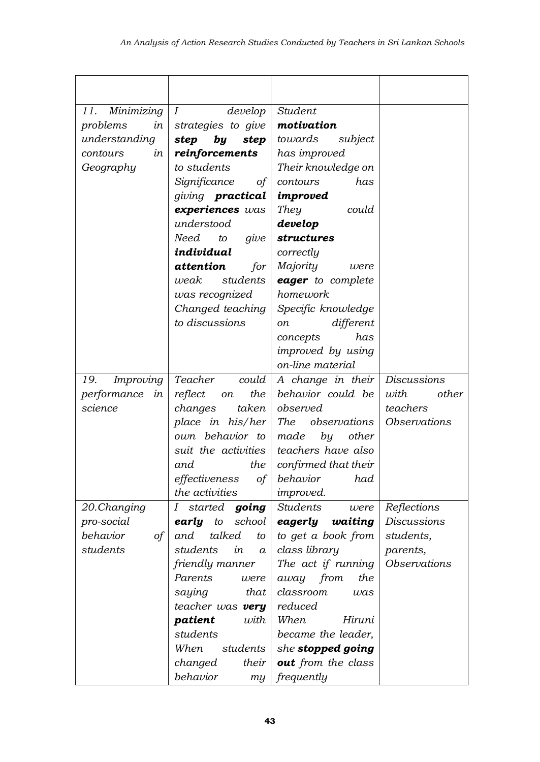| | | | |
|---|---|---|---|
| *11. Minimizing problems in understanding contours in Geography* | *I develop strategies to give **step by step reinforcements** to students Significance of giving **practical experiences** was understood Need to give **individual attention** for weak students was recognized Changed teaching to discussions* | *Student **motivation** towards subject has improved Their knowledge on contours has **improved** They could **develop structures** correctly Majority were **eager** to complete homework Specific knowledge on different concepts has improved by using on-line material* | |
| *19. Improving performance in science* | *Teacher could reflect on the changes taken place in his/her own behavior to suit the activities and the effectiveness of the activities* | *A change in their behavior could be observed The observations made by other teachers have also confirmed that their behavior had improved.* | *Discussions with other teachers Observations* |
| *20.Changing pro-social behavior of students* | *I started **going early** to school and talked to students in a friendly manner Parents were saying that teacher was **very patient** with students When students changed their behavior my* | *Students were **eagerly waiting** to get a book from class library The act if running away from the classroom was reduced When Hiruni became the leader, she **stopped going out** from the class frequently* | *Reflections Discussions students, parents, Observations* |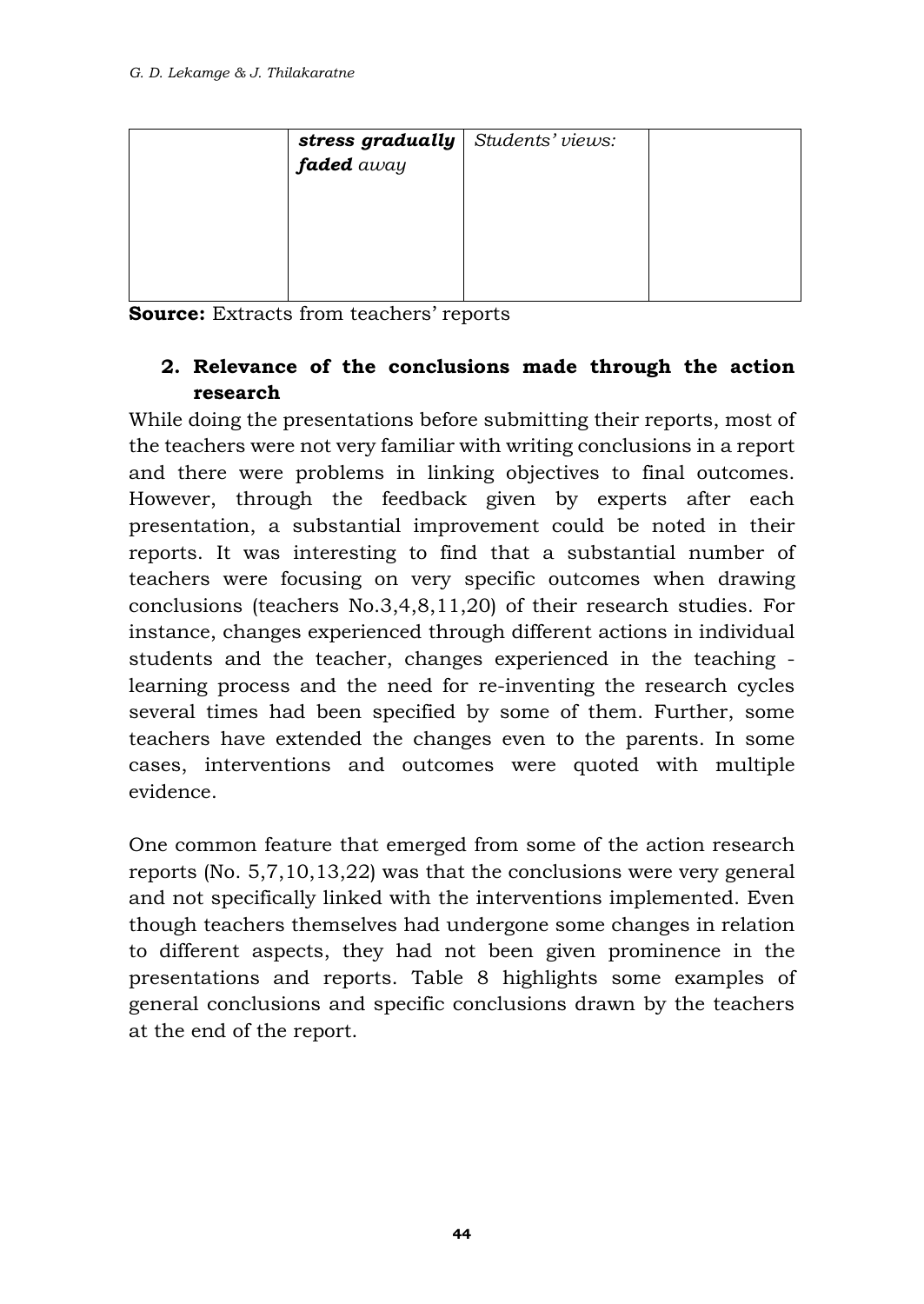|  | ***stress gradually faded*** *away* | *Students' views:* |  |
|---|---|---|---|

**Source:** Extracts from teachers' reports

## 2. Relevance of the conclusions made through the action research

While doing the presentations before submitting their reports, most of the teachers were not very familiar with writing conclusions in a report and there were problems in linking objectives to final outcomes. However, through the feedback given by experts after each presentation, a substantial improvement could be noted in their reports. It was interesting to find that a substantial number of teachers were focusing on very specific outcomes when drawing conclusions (teachers No.3,4,8,11,20) of their research studies. For instance, changes experienced through different actions in individual students and the teacher, changes experienced in the teaching - learning process and the need for re-inventing the research cycles several times had been specified by some of them. Further, some teachers have extended the changes even to the parents. In some cases, interventions and outcomes were quoted with multiple evidence.

One common feature that emerged from some of the action research reports (No. 5,7,10,13,22) was that the conclusions were very general and not specifically linked with the interventions implemented. Even though teachers themselves had undergone some changes in relation to different aspects, they had not been given prominence in the presentations and reports. Table 8 highlights some examples of general conclusions and specific conclusions drawn by the teachers at the end of the report.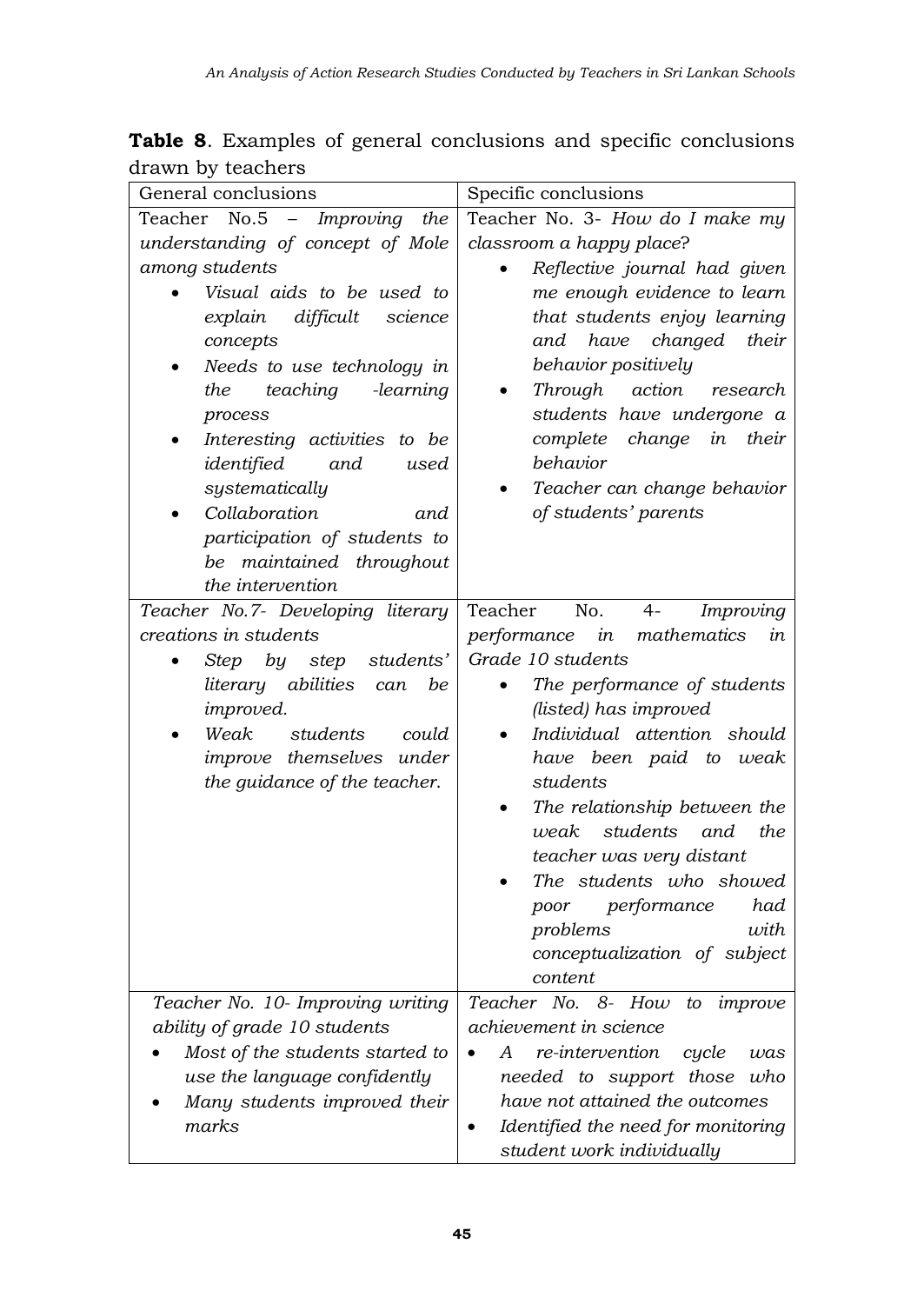**Table 8**. Examples of general conclusions and specific conclusions drawn by teachers

| General conclusions | Specific conclusions |
|---|---|
| Teacher No.5 – *Improving the understanding of concept of Mole among students*<br>• *Visual aids to be used to explain difficult science concepts*<br>• *Needs to use technology in the teaching -learning process*<br>• *Interesting activities to be identified and used systematically*<br>• *Collaboration and participation of students to be maintained throughout the intervention* | Teacher No. 3- *How do I make my classroom a happy place*?<br>• *Reflective journal had given me enough evidence to learn that students enjoy learning and have changed their behavior positively*<br>• *Through action research students have undergone a complete change in their behavior*<br>• *Teacher can change behavior of students' parents* |
| *Teacher No.7- Developing literary creations in students*<br>• *Step by step students' literary abilities can be improved.*<br>• *Weak students could improve themselves under the guidance of the teacher.* | Teacher No. 4- *Improving performance in mathematics in Grade 10 students*<br>• *The performance of students (listed) has improved*<br>• *Individual attention should have been paid to weak students*<br>• *The relationship between the weak students and the teacher was very distant*<br>• *The students who showed poor performance had problems with conceptualization of subject content* |
| *Teacher No. 10- Improving writing ability of grade 10 students*<br>• *Most of the students started to use the language confidently*<br>• *Many students improved their marks* | *Teacher No. 8- How to improve achievement in science*<br>• *A re-intervention cycle was needed to support those who have not attained the outcomes*<br>• *Identified the need for monitoring student work individually* |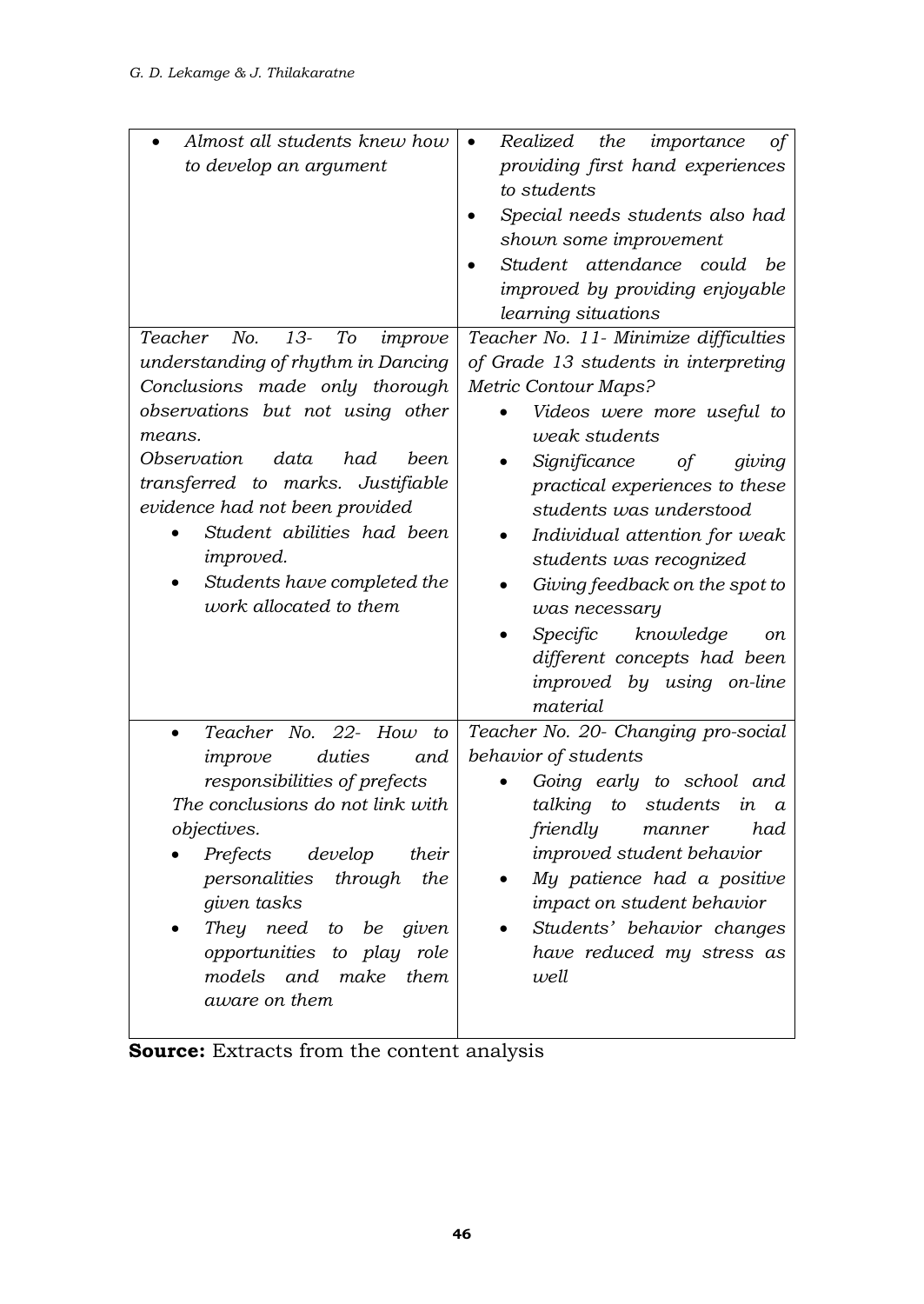| | |
|---|---|
| • *Almost all students knew how to develop an argument* | • *Realized the importance of providing first hand experiences to students*<br>• *Special needs students also had shown some improvement*<br>• *Student attendance could be improved by providing enjoyable learning situations* |
| *Teacher No. 13- To improve understanding of rhythm in Dancing*<br>*Conclusions made only thorough observations but not using other means.*<br>*Observation data had been transferred to marks. Justifiable evidence had not been provided*<br>• *Student abilities had been improved.*<br>• *Students have completed the work allocated to them* | *Teacher No. 11- Minimize difficulties of Grade 13 students in interpreting Metric Contour Maps?*<br>• *Videos were more useful to weak students*<br>• *Significance of giving practical experiences to these students was understood*<br>• *Individual attention for weak students was recognized*<br>• *Giving feedback on the spot to was necessary*<br>• *Specific knowledge on different concepts had been improved by using on-line material* |
| • *Teacher No. 22- How to improve duties and responsibilities of prefects*<br>*The conclusions do not link with objectives.*<br>• *Prefects develop their personalities through the given tasks*<br>• *They need to be given opportunities to play role models and make them aware on them* | *Teacher No. 20- Changing pro-social behavior of students*<br>• *Going early to school and talking to students in a friendly manner had improved student behavior*<br>• *My patience had a positive impact on student behavior*<br>• *Students' behavior changes have reduced my stress as well* |

**Source:** Extracts from the content analysis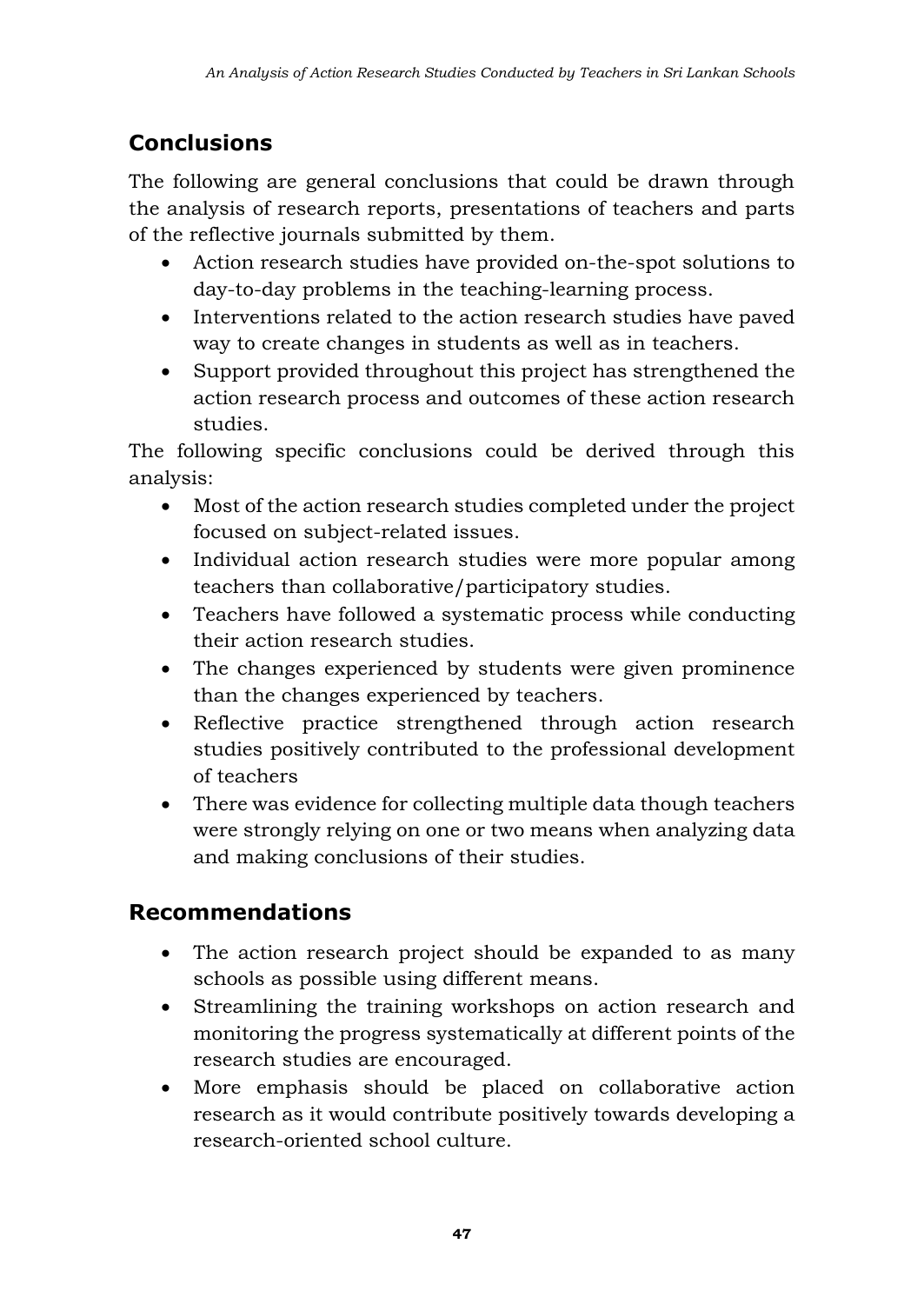## Conclusions

The following are general conclusions that could be drawn through the analysis of research reports, presentations of teachers and parts of the reflective journals submitted by them.

- Action research studies have provided on-the-spot solutions to day-to-day problems in the teaching-learning process.
- Interventions related to the action research studies have paved way to create changes in students as well as in teachers.
- Support provided throughout this project has strengthened the action research process and outcomes of these action research studies.

The following specific conclusions could be derived through this analysis:

- Most of the action research studies completed under the project focused on subject-related issues.
- Individual action research studies were more popular among teachers than collaborative/participatory studies.
- Teachers have followed a systematic process while conducting their action research studies.
- The changes experienced by students were given prominence than the changes experienced by teachers.
- Reflective practice strengthened through action research studies positively contributed to the professional development of teachers
- There was evidence for collecting multiple data though teachers were strongly relying on one or two means when analyzing data and making conclusions of their studies.

## Recommendations

- The action research project should be expanded to as many schools as possible using different means.
- Streamlining the training workshops on action research and monitoring the progress systematically at different points of the research studies are encouraged.
- More emphasis should be placed on collaborative action research as it would contribute positively towards developing a research-oriented school culture.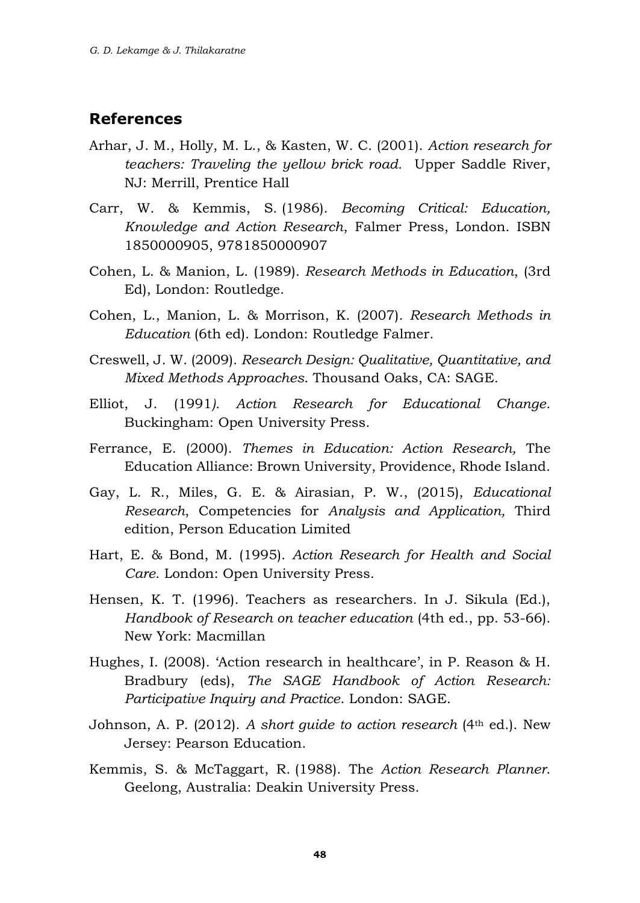## References

Arhar, J. M., Holly, M. L., & Kasten, W. C. (2001). *Action research for teachers: Traveling the yellow brick road.* Upper Saddle River, NJ: Merrill, Prentice Hall

Carr, W. & Kemmis, S. (1986). *Becoming Critical: Education, Knowledge and Action Research*, Falmer Press, London. ISBN 1850000905, 9781850000907

Cohen, L. & Manion, L. (1989). *Research Methods in Education*, (3rd Ed), London: Routledge.

Cohen, L., Manion, L. & Morrison, K. (2007). *Research Methods in Education* (6th ed). London: Routledge Falmer.

Creswell, J. W. (2009). *Research Design: Qualitative, Quantitative, and Mixed Methods Approaches*. Thousand Oaks, CA: SAGE.

Elliot, J. (1991*). Action Research for Educational Change*. Buckingham: Open University Press.

Ferrance, E. (2000). *Themes in Education: Action Research,* The Education Alliance: Brown University, Providence, Rhode Island.

Gay, L. R., Miles, G. E. & Airasian, P. W., (2015), *Educational Research*, Competencies for *Analysis and Application,* Third edition, Person Education Limited

Hart, E. & Bond, M. (1995). *Action Research for Health and Social Care*. London: Open University Press.

Hensen, K. T. (1996). Teachers as researchers. In J. Sikula (Ed.), *Handbook of Research on teacher education* (4th ed., pp. 53-66). New York: Macmillan

Hughes, I. (2008). 'Action research in healthcare', in P. Reason & H. Bradbury (eds), *The SAGE Handbook of Action Research: Participative Inquiry and Practice*. London: SAGE.

Johnson, A. P. (2012). *A short guide to action research* (4th ed.). New Jersey: Pearson Education.

Kemmis, S. & McTaggart, R. (1988). The *Action Research Planner*. Geelong, Australia: Deakin University Press.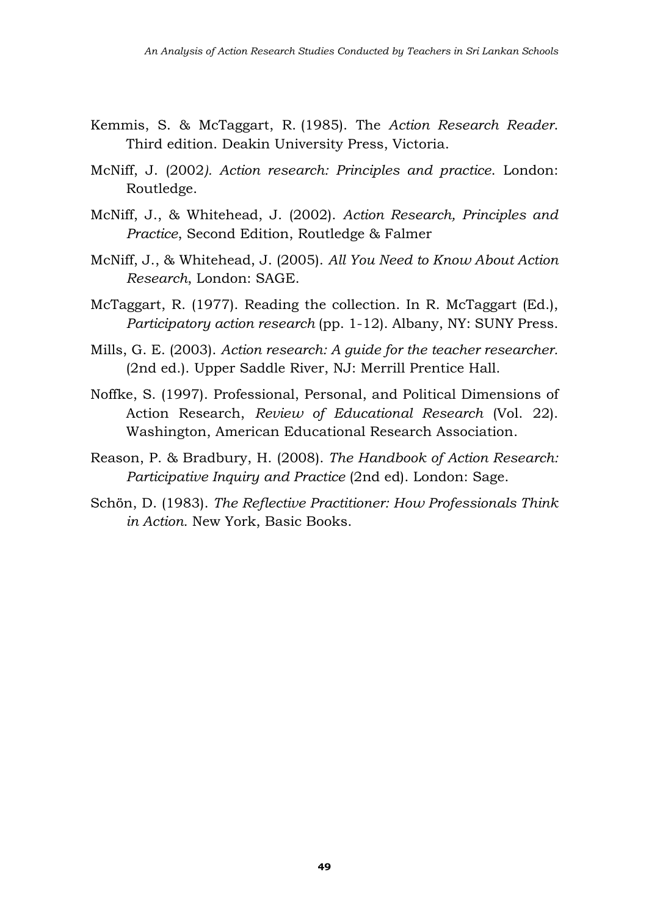Kemmis, S. & McTaggart, R. (1985). The *Action Research Reader*. Third edition. Deakin University Press, Victoria.

McNiff, J. (2002*). Action research: Principles and practice*. London: Routledge.

McNiff, J., & Whitehead, J. (2002). *Action Research, Principles and Practice*, Second Edition, Routledge & Falmer

McNiff, J., & Whitehead, J. (2005). *All You Need to Know About Action Research*, London: SAGE.

McTaggart, R. (1977). Reading the collection. In R. McTaggart (Ed.), *Participatory action research* (pp. 1-12). Albany, NY: SUNY Press.

Mills, G. E. (2003). *Action research: A guide for the teacher researcher.* (2nd ed.). Upper Saddle River, NJ: Merrill Prentice Hall.

Noffke, S. (1997). Professional, Personal, and Political Dimensions of Action Research, *Review of Educational Research* (Vol. 22). Washington, American Educational Research Association.

Reason, P. & Bradbury, H. (2008). *The Handbook of Action Research: Participative Inquiry and Practice* (2nd ed). London: Sage.

Schön, D. (1983). *The Reflective Practitioner: How Professionals Think in Action.* New York, Basic Books.